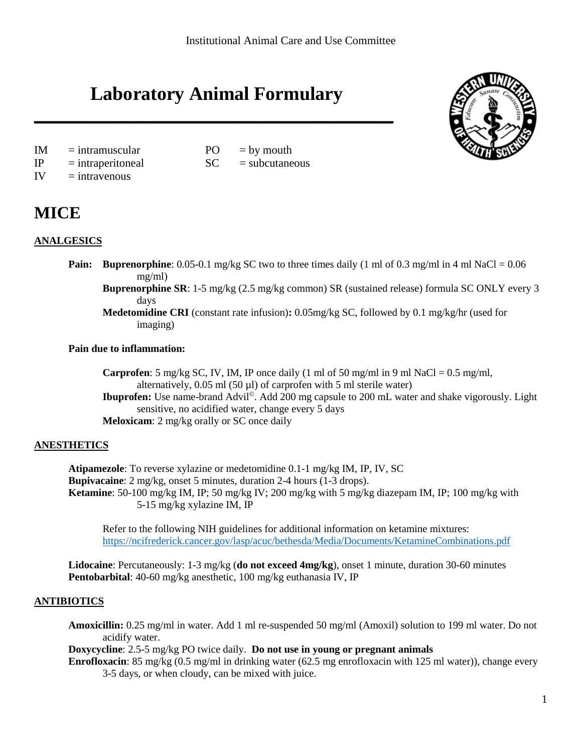Institutional Animal Care and Use Committee

# Laboratory Animal Formulary

IM = intramuscular
IP = intraperitoneal
IV = intravenous
PO = by mouth
SC = subcutaneous

# MICE

## ANALGESICS

**Pain:** **Buprenorphine**: 0.05-0.1 mg/kg SC two to three times daily (1 ml of 0.3 mg/ml in 4 ml NaCl = 0.06 mg/ml)

**Buprenorphine SR**: 1-5 mg/kg (2.5 mg/kg common) SR (sustained release) formula SC ONLY every 3 days

**Medetomidine CRI** (constant rate infusion)**:** 0.05mg/kg SC, followed by 0.1 mg/kg/hr (used for imaging)

**Pain due to inflammation:**

**Carprofen**: 5 mg/kg SC, IV, IM, IP once daily (1 ml of 50 mg/ml in 9 ml NaCl = 0.5 mg/ml, alternatively, 0.05 ml (50 µl) of carprofen with 5 ml sterile water)

**Ibuprofen:** Use name-brand Advil©. Add 200 mg capsule to 200 mL water and shake vigorously. Light sensitive, no acidified water, change every 5 days

**Meloxicam**: 2 mg/kg orally or SC once daily

## ANESTHETICS

**Atipamezole**: To reverse xylazine or medetomidine 0.1-1 mg/kg IM, IP, IV, SC

**Bupivacaine**: 2 mg/kg, onset 5 minutes, duration 2-4 hours (1-3 drops).

**Ketamine**: 50-100 mg/kg IM, IP; 50 mg/kg IV; 200 mg/kg with 5 mg/kg diazepam IM, IP; 100 mg/kg with 5-15 mg/kg xylazine IM, IP

Refer to the following NIH guidelines for additional information on ketamine mixtures: https://ncifrederick.cancer.gov/lasp/acuc/bethesda/Media/Documents/KetamineCombinations.pdf

**Lidocaine**: Percutaneously: 1-3 mg/kg (**do not exceed 4mg/kg**), onset 1 minute, duration 30-60 minutes

**Pentobarbital**: 40-60 mg/kg anesthetic, 100 mg/kg euthanasia IV, IP

## ANTIBIOTICS

**Amoxicillin:** 0.25 mg/ml in water. Add 1 ml re-suspended 50 mg/ml (Amoxil) solution to 199 ml water. Do not acidify water.

**Doxycycline**: 2.5-5 mg/kg PO twice daily. **Do not use in young or pregnant animals**

**Enrofloxacin**: 85 mg/kg (0.5 mg/ml in drinking water (62.5 mg enrofloxacin with 125 ml water)), change every 3-5 days, or when cloudy, can be mixed with juice.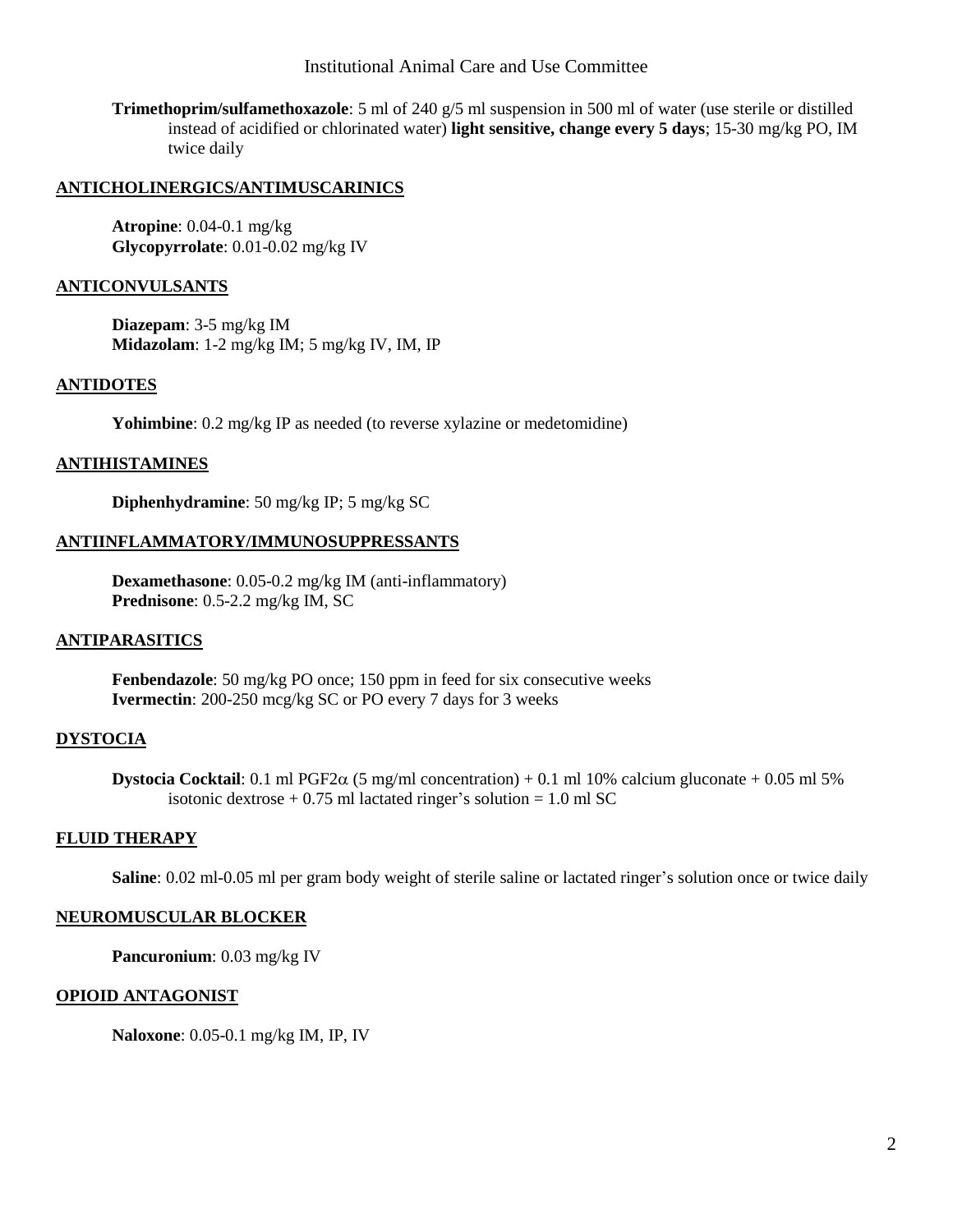**Trimethoprim/sulfamethoxazole**: 5 ml of 240 g/5 ml suspension in 500 ml of water (use sterile or distilled instead of acidified or chlorinated water) **light sensitive, change every 5 days**; 15-30 mg/kg PO, IM twice daily

## ANTICHOLINERGICS/ANTIMUSCARINICS

**Atropine**: 0.04-0.1 mg/kg
**Glycopyrrolate**: 0.01-0.02 mg/kg IV

## ANTICONVULSANTS

**Diazepam**: 3-5 mg/kg IM
**Midazolam**: 1-2 mg/kg IM; 5 mg/kg IV, IM, IP

## ANTIDOTES

**Yohimbine**: 0.2 mg/kg IP as needed (to reverse xylazine or medetomidine)

## ANTIHISTAMINES

**Diphenhydramine**: 50 mg/kg IP; 5 mg/kg SC

## ANTIINFLAMMATORY/IMMUNOSUPPRESSANTS

**Dexamethasone**: 0.05-0.2 mg/kg IM (anti-inflammatory)
**Prednisone**: 0.5-2.2 mg/kg IM, SC

## ANTIPARASITICS

**Fenbendazole**: 50 mg/kg PO once; 150 ppm in feed for six consecutive weeks
**Ivermectin**: 200-250 mcg/kg SC or PO every 7 days for 3 weeks

## DYSTOCIA

**Dystocia Cocktail**: 0.1 ml PGF2$\alpha$ (5 mg/ml concentration) + 0.1 ml 10% calcium gluconate + 0.05 ml 5% isotonic dextrose + 0.75 ml lactated ringer's solution = 1.0 ml SC

## FLUID THERAPY

**Saline**: 0.02 ml-0.05 ml per gram body weight of sterile saline or lactated ringer's solution once or twice daily

## NEUROMUSCULAR BLOCKER

**Pancuronium**: 0.03 mg/kg IV

## OPIOID ANTAGONIST

**Naloxone**: 0.05-0.1 mg/kg IM, IP, IV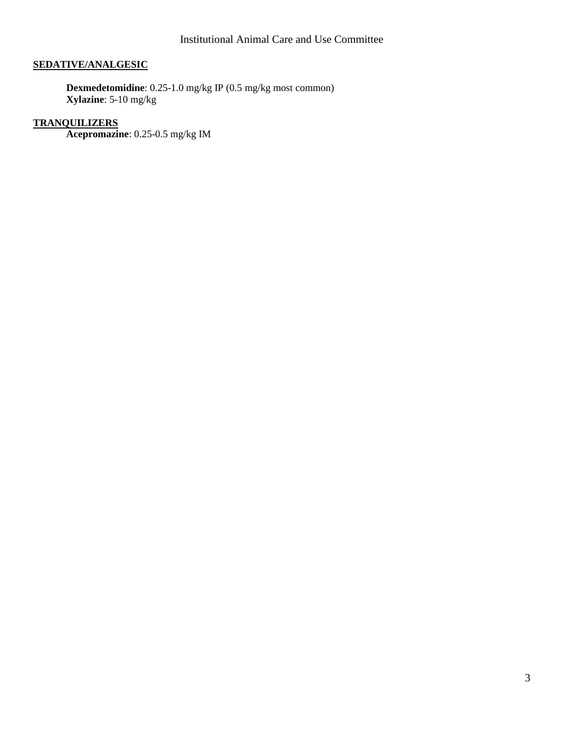**SEDATIVE/ANALGESIC**

**Dexmedetomidine**: 0.25-1.0 mg/kg IP (0.5 mg/kg most common)
**Xylazine**: 5-10 mg/kg

**TRANQUILIZERS**

**Acepromazine**: 0.25-0.5 mg/kg IM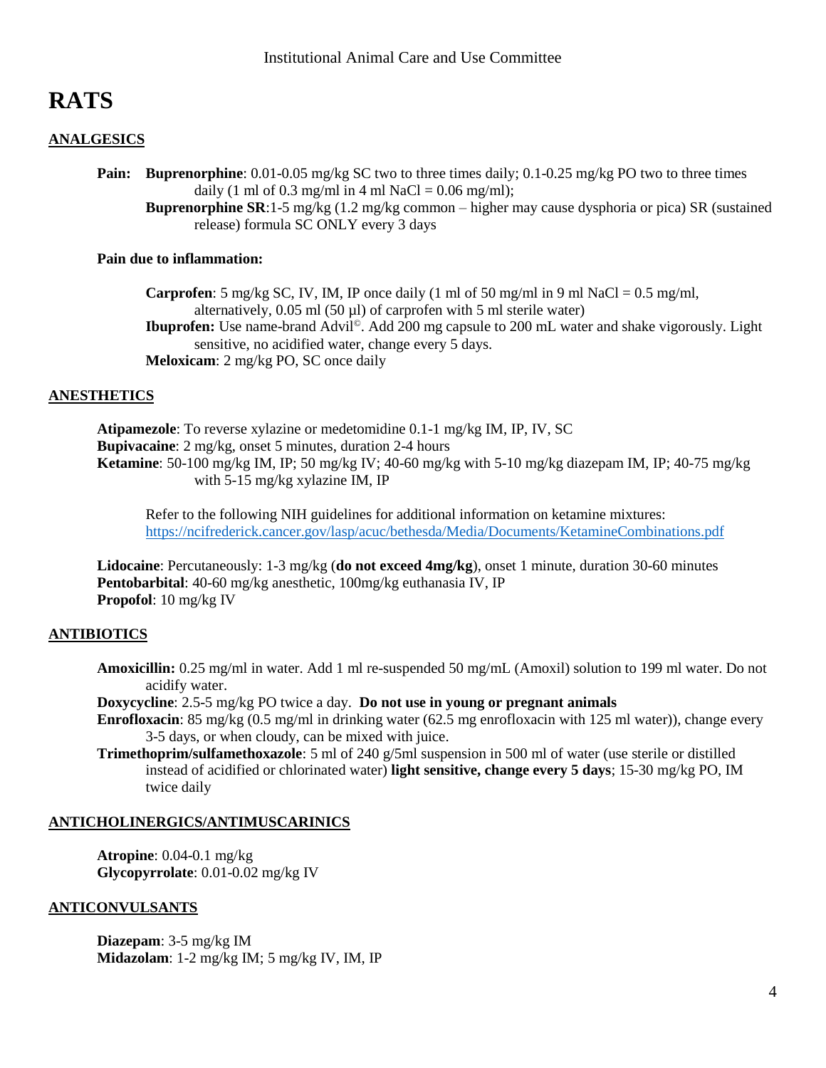# RATS

## ANALGESICS

**Pain:** **Buprenorphine**: 0.01-0.05 mg/kg SC two to three times daily; 0.1-0.25 mg/kg PO two to three times daily (1 ml of 0.3 mg/ml in 4 ml NaCl = 0.06 mg/ml);

**Buprenorphine SR**:1-5 mg/kg (1.2 mg/kg common – higher may cause dysphoria or pica) SR (sustained release) formula SC ONLY every 3 days

**Pain due to inflammation:**

**Carprofen**: 5 mg/kg SC, IV, IM, IP once daily (1 ml of 50 mg/ml in 9 ml NaCl = 0.5 mg/ml, alternatively, 0.05 ml (50 µl) of carprofen with 5 ml sterile water)

**Ibuprofen:** Use name-brand Advil©. Add 200 mg capsule to 200 mL water and shake vigorously. Light sensitive, no acidified water, change every 5 days.

**Meloxicam**: 2 mg/kg PO, SC once daily

## ANESTHETICS

**Atipamezole**: To reverse xylazine or medetomidine 0.1-1 mg/kg IM, IP, IV, SC

**Bupivacaine**: 2 mg/kg, onset 5 minutes, duration 2-4 hours

**Ketamine**: 50-100 mg/kg IM, IP; 50 mg/kg IV; 40-60 mg/kg with 5-10 mg/kg diazepam IM, IP; 40-75 mg/kg with 5-15 mg/kg xylazine IM, IP

Refer to the following NIH guidelines for additional information on ketamine mixtures: https://ncifrederick.cancer.gov/lasp/acuc/bethesda/Media/Documents/KetamineCombinations.pdf

**Lidocaine**: Percutaneously: 1-3 mg/kg (**do not exceed 4mg/kg**), onset 1 minute, duration 30-60 minutes

**Pentobarbital**: 40-60 mg/kg anesthetic, 100mg/kg euthanasia IV, IP

**Propofol**: 10 mg/kg IV

## ANTIBIOTICS

**Amoxicillin:** 0.25 mg/ml in water. Add 1 ml re-suspended 50 mg/mL (Amoxil) solution to 199 ml water. Do not acidify water.

**Doxycycline**: 2.5-5 mg/kg PO twice a day. **Do not use in young or pregnant animals**

**Enrofloxacin**: 85 mg/kg (0.5 mg/ml in drinking water (62.5 mg enrofloxacin with 125 ml water)), change every 3-5 days, or when cloudy, can be mixed with juice.

**Trimethoprim/sulfamethoxazole**: 5 ml of 240 g/5ml suspension in 500 ml of water (use sterile or distilled instead of acidified or chlorinated water) **light sensitive, change every 5 days**; 15-30 mg/kg PO, IM twice daily

## ANTICHOLINERGICS/ANTIMUSCARINICS

**Atropine**: 0.04-0.1 mg/kg

**Glycopyrrolate**: 0.01-0.02 mg/kg IV

## ANTICONVULSANTS

**Diazepam**: 3-5 mg/kg IM

**Midazolam**: 1-2 mg/kg IM; 5 mg/kg IV, IM, IP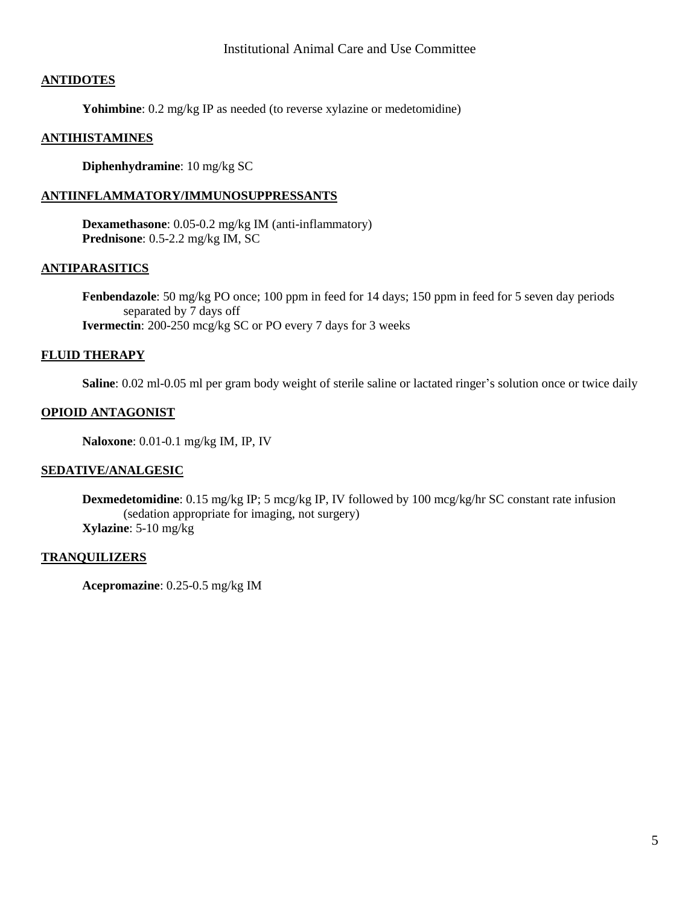**ANTIDOTES**

**Yohimbine**: 0.2 mg/kg IP as needed (to reverse xylazine or medetomidine)

**ANTIHISTAMINES**

**Diphenhydramine**: 10 mg/kg SC

**ANTIINFLAMMATORY/IMMUNOSUPPRESSANTS**

**Dexamethasone**: 0.05-0.2 mg/kg IM (anti-inflammatory)
**Prednisone**: 0.5-2.2 mg/kg IM, SC

**ANTIPARASITICS**

**Fenbendazole**: 50 mg/kg PO once; 100 ppm in feed for 14 days; 150 ppm in feed for 5 seven day periods separated by 7 days off
**Ivermectin**: 200-250 mcg/kg SC or PO every 7 days for 3 weeks

**FLUID THERAPY**

**Saline**: 0.02 ml-0.05 ml per gram body weight of sterile saline or lactated ringer's solution once or twice daily

**OPIOID ANTAGONIST**

**Naloxone**: 0.01-0.1 mg/kg IM, IP, IV

**SEDATIVE/ANALGESIC**

**Dexmedetomidine**: 0.15 mg/kg IP; 5 mcg/kg IP, IV followed by 100 mcg/kg/hr SC constant rate infusion (sedation appropriate for imaging, not surgery)
**Xylazine**: 5-10 mg/kg

**TRANQUILIZERS**

**Acepromazine**: 0.25-0.5 mg/kg IM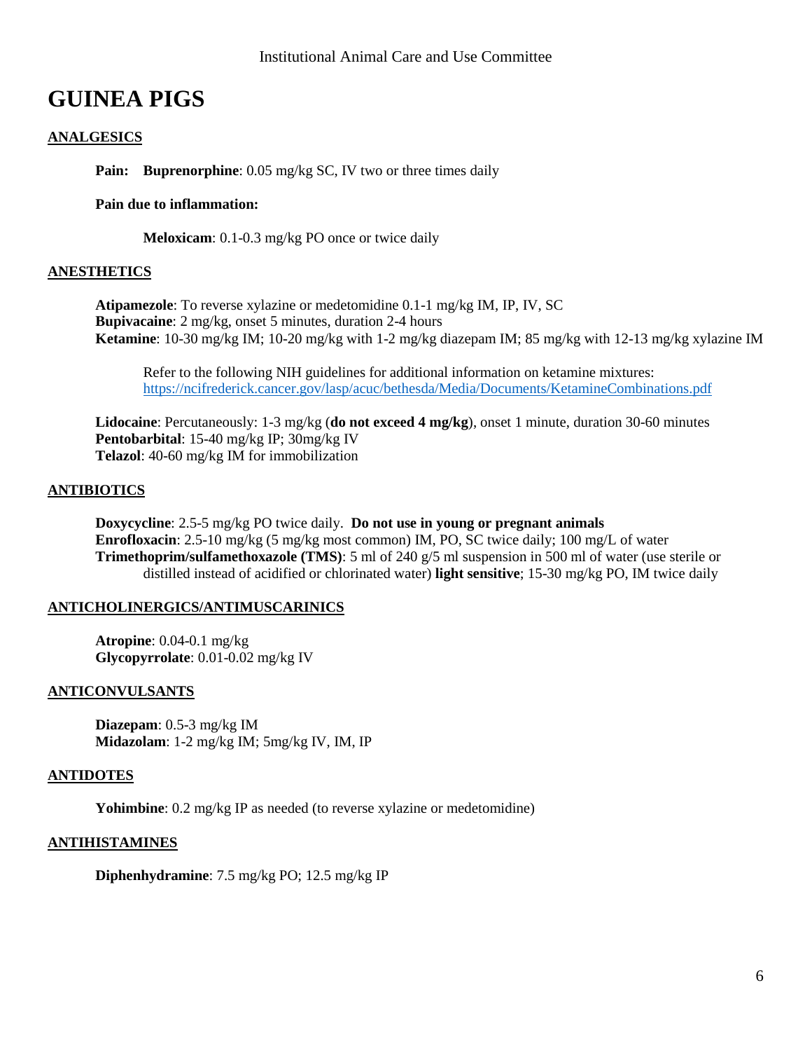# GUINEA PIGS

## ANALGESICS

**Pain:** **Buprenorphine**: 0.05 mg/kg SC, IV two or three times daily

**Pain due to inflammation:**

**Meloxicam**: 0.1-0.3 mg/kg PO once or twice daily

## ANESTHETICS

**Atipamezole**: To reverse xylazine or medetomidine 0.1-1 mg/kg IM, IP, IV, SC
**Bupivacaine**: 2 mg/kg, onset 5 minutes, duration 2-4 hours
**Ketamine**: 10-30 mg/kg IM; 10-20 mg/kg with 1-2 mg/kg diazepam IM; 85 mg/kg with 12-13 mg/kg xylazine IM

Refer to the following NIH guidelines for additional information on ketamine mixtures: https://ncifrederick.cancer.gov/lasp/acuc/bethesda/Media/Documents/KetamineCombinations.pdf

**Lidocaine**: Percutaneously: 1-3 mg/kg (**do not exceed 4 mg/kg**), onset 1 minute, duration 30-60 minutes
**Pentobarbital**: 15-40 mg/kg IP; 30mg/kg IV
**Telazol**: 40-60 mg/kg IM for immobilization

## ANTIBIOTICS

**Doxycycline**: 2.5-5 mg/kg PO twice daily. **Do not use in young or pregnant animals**
**Enrofloxacin**: 2.5-10 mg/kg (5 mg/kg most common) IM, PO, SC twice daily; 100 mg/L of water
**Trimethoprim/sulfamethoxazole (TMS)**: 5 ml of 240 g/5 ml suspension in 500 ml of water (use sterile or distilled instead of acidified or chlorinated water) **light sensitive**; 15-30 mg/kg PO, IM twice daily

## ANTICHOLINERGICS/ANTIMUSCARINICS

**Atropine**: 0.04-0.1 mg/kg
**Glycopyrrolate**: 0.01-0.02 mg/kg IV

## ANTICONVULSANTS

**Diazepam**: 0.5-3 mg/kg IM
**Midazolam**: 1-2 mg/kg IM; 5mg/kg IV, IM, IP

## ANTIDOTES

**Yohimbine**: 0.2 mg/kg IP as needed (to reverse xylazine or medetomidine)

## ANTIHISTAMINES

**Diphenhydramine**: 7.5 mg/kg PO; 12.5 mg/kg IP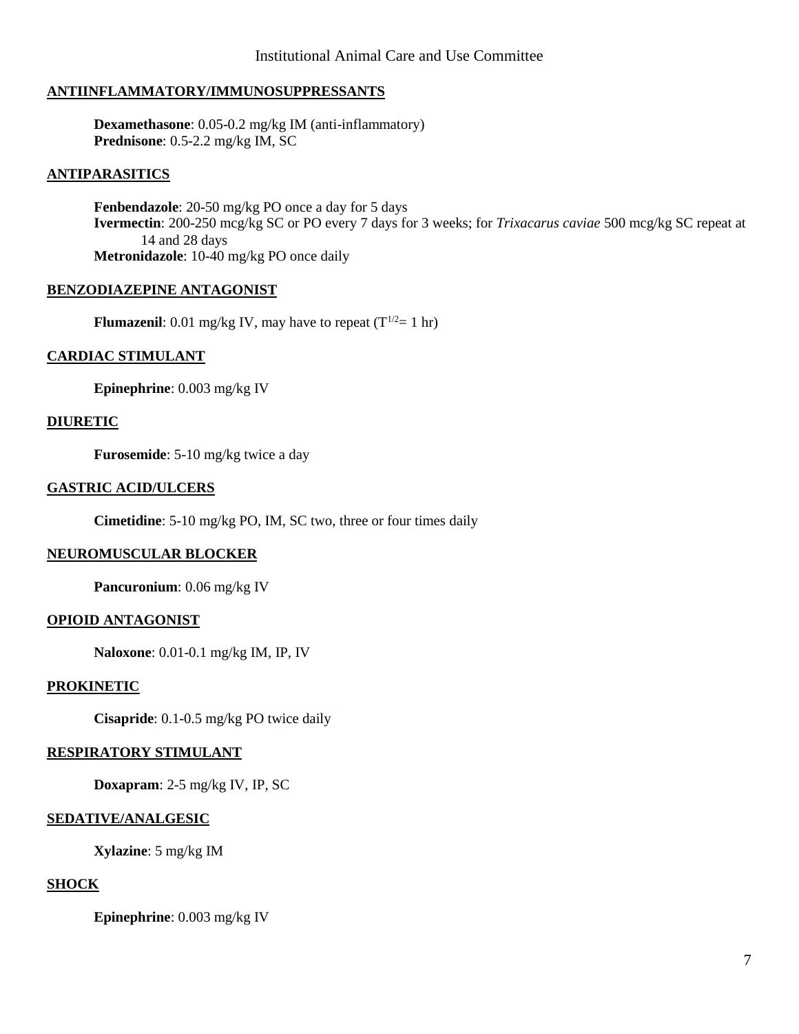## ANTIINFLAMMATORY/IMMUNOSUPPRESSANTS

**Dexamethasone**: 0.05-0.2 mg/kg IM (anti-inflammatory)
**Prednisone**: 0.5-2.2 mg/kg IM, SC

## ANTIPARASITICS

**Fenbendazole**: 20-50 mg/kg PO once a day for 5 days
**Ivermectin**: 200-250 mcg/kg SC or PO every 7 days for 3 weeks; for *Trixacarus caviae* 500 mcg/kg SC repeat at 14 and 28 days
**Metronidazole**: 10-40 mg/kg PO once daily

## BENZODIAZEPINE ANTAGONIST

**Flumazenil**: 0.01 mg/kg IV, may have to repeat ($T^{1/2}$= 1 hr)

## CARDIAC STIMULANT

**Epinephrine**: 0.003 mg/kg IV

## DIURETIC

**Furosemide**: 5-10 mg/kg twice a day

## GASTRIC ACID/ULCERS

**Cimetidine**: 5-10 mg/kg PO, IM, SC two, three or four times daily

## NEUROMUSCULAR BLOCKER

**Pancuronium**: 0.06 mg/kg IV

## OPIOID ANTAGONIST

**Naloxone**: 0.01-0.1 mg/kg IM, IP, IV

## PROKINETIC

**Cisapride**: 0.1-0.5 mg/kg PO twice daily

## RESPIRATORY STIMULANT

**Doxapram**: 2-5 mg/kg IV, IP, SC

## SEDATIVE/ANALGESIC

**Xylazine**: 5 mg/kg IM

## SHOCK

**Epinephrine**: 0.003 mg/kg IV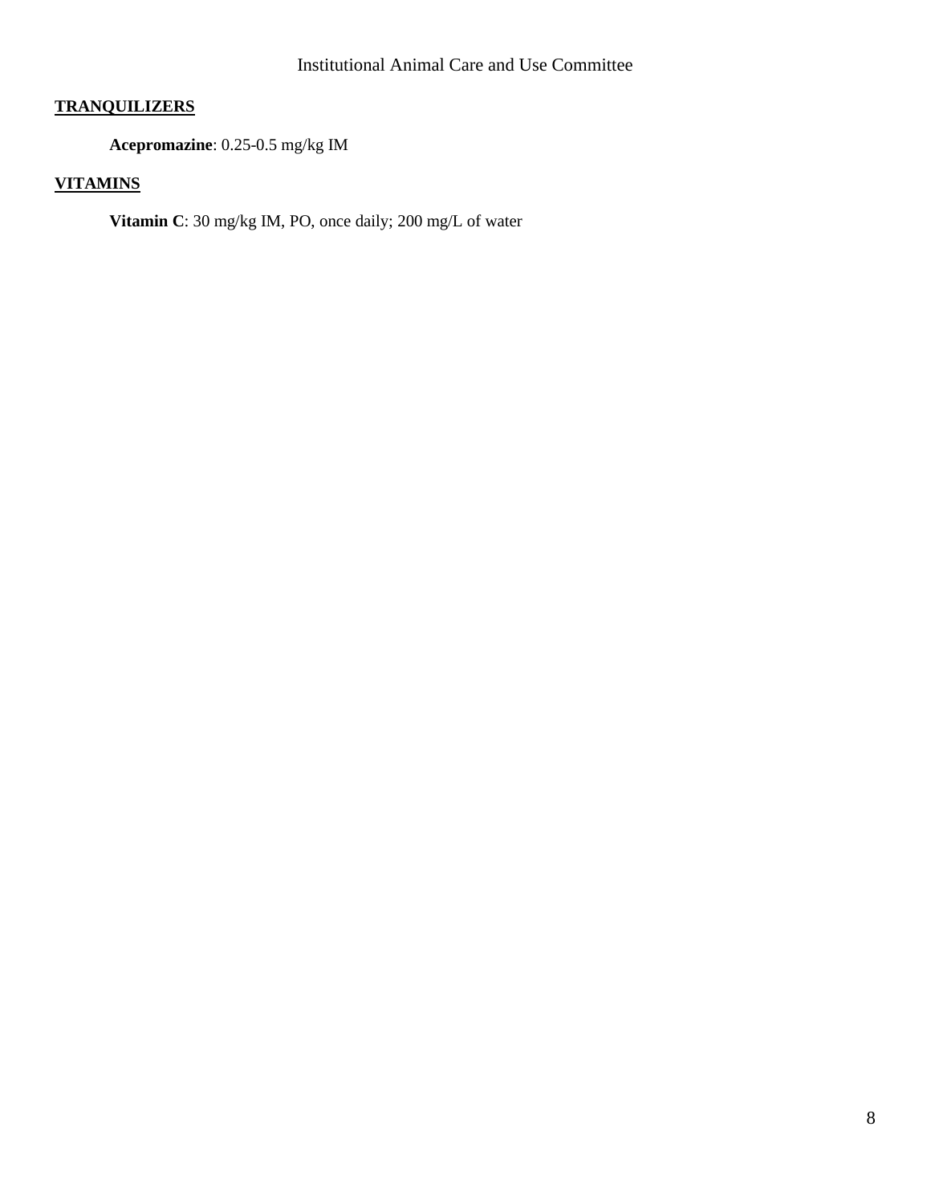**TRANQUILIZERS**

**Acepromazine**: 0.25-0.5 mg/kg IM

**VITAMINS**

**Vitamin C**: 30 mg/kg IM, PO, once daily; 200 mg/L of water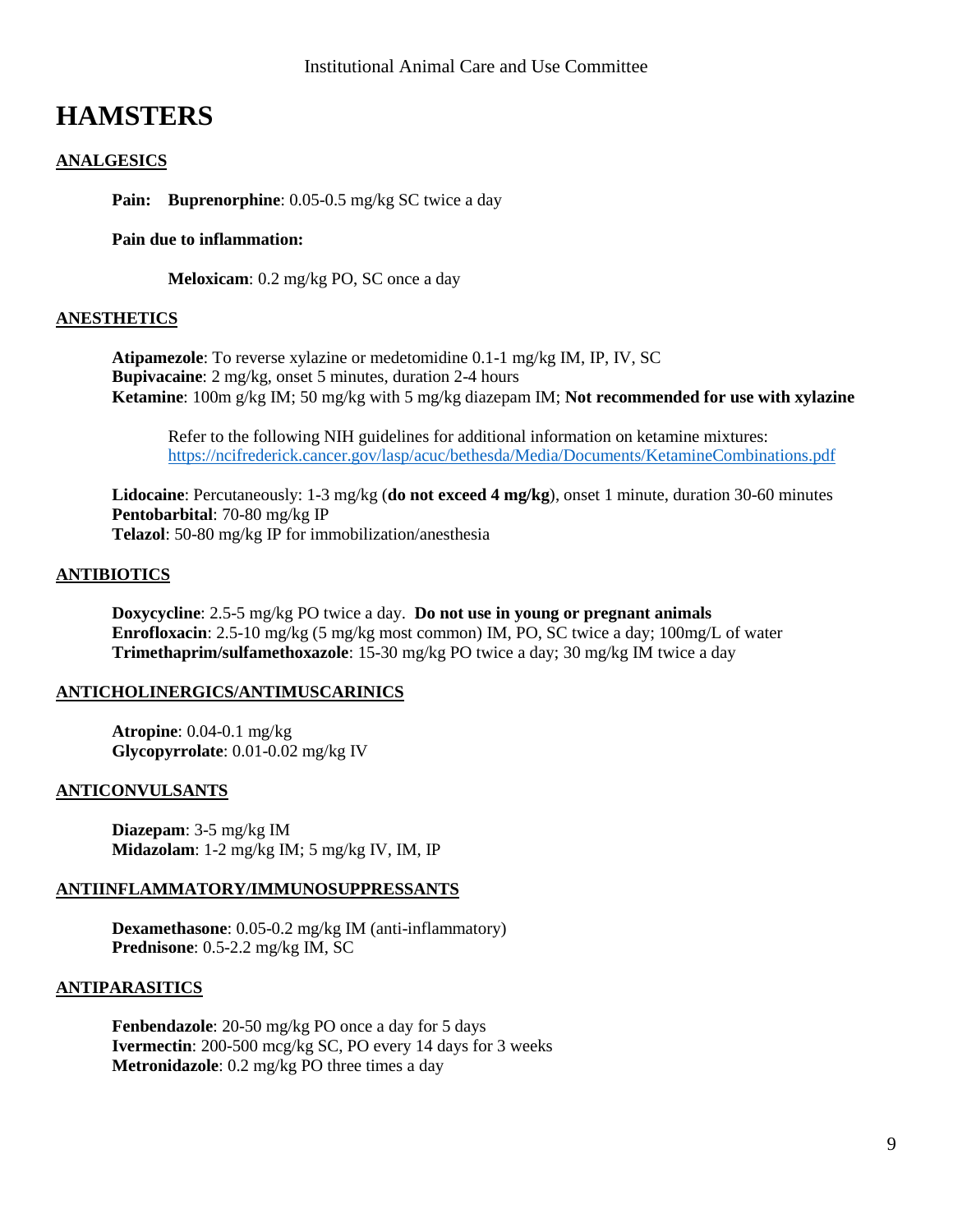# HAMSTERS

## ANALGESICS

**Pain:** **Buprenorphine**: 0.05-0.5 mg/kg SC twice a day

**Pain due to inflammation:**

**Meloxicam**: 0.2 mg/kg PO, SC once a day

## ANESTHETICS

**Atipamezole**: To reverse xylazine or medetomidine 0.1-1 mg/kg IM, IP, IV, SC
**Bupivacaine**: 2 mg/kg, onset 5 minutes, duration 2-4 hours
**Ketamine**: 100m g/kg IM; 50 mg/kg with 5 mg/kg diazepam IM; **Not recommended for use with xylazine**

Refer to the following NIH guidelines for additional information on ketamine mixtures: [https://ncifrederick.cancer.gov/lasp/acuc/bethesda/Media/Documents/KetamineCombinations.pdf](https://ncifrederick.cancer.gov/lasp/acuc/bethesda/Media/Documents/KetamineCombinations.pdf)

**Lidocaine**: Percutaneously: 1-3 mg/kg (**do not exceed 4 mg/kg**), onset 1 minute, duration 30-60 minutes
**Pentobarbital**: 70-80 mg/kg IP
**Telazol**: 50-80 mg/kg IP for immobilization/anesthesia

## ANTIBIOTICS

**Doxycycline**: 2.5-5 mg/kg PO twice a day. **Do not use in young or pregnant animals**
**Enrofloxacin**: 2.5-10 mg/kg (5 mg/kg most common) IM, PO, SC twice a day; 100mg/L of water
**Trimethaprim/sulfamethoxazole**: 15-30 mg/kg PO twice a day; 30 mg/kg IM twice a day

## ANTICHOLINERGICS/ANTIMUSCARINICS

**Atropine**: 0.04-0.1 mg/kg
**Glycopyrrolate**: 0.01-0.02 mg/kg IV

## ANTICONVULSANTS

**Diazepam**: 3-5 mg/kg IM
**Midazolam**: 1-2 mg/kg IM; 5 mg/kg IV, IM, IP

## ANTIINFLAMMATORY/IMMUNOSUPPRESSANTS

**Dexamethasone**: 0.05-0.2 mg/kg IM (anti-inflammatory)
**Prednisone**: 0.5-2.2 mg/kg IM, SC

## ANTIPARASITICS

**Fenbendazole**: 20-50 mg/kg PO once a day for 5 days
**Ivermectin**: 200-500 mcg/kg SC, PO every 14 days for 3 weeks
**Metronidazole**: 0.2 mg/kg PO three times a day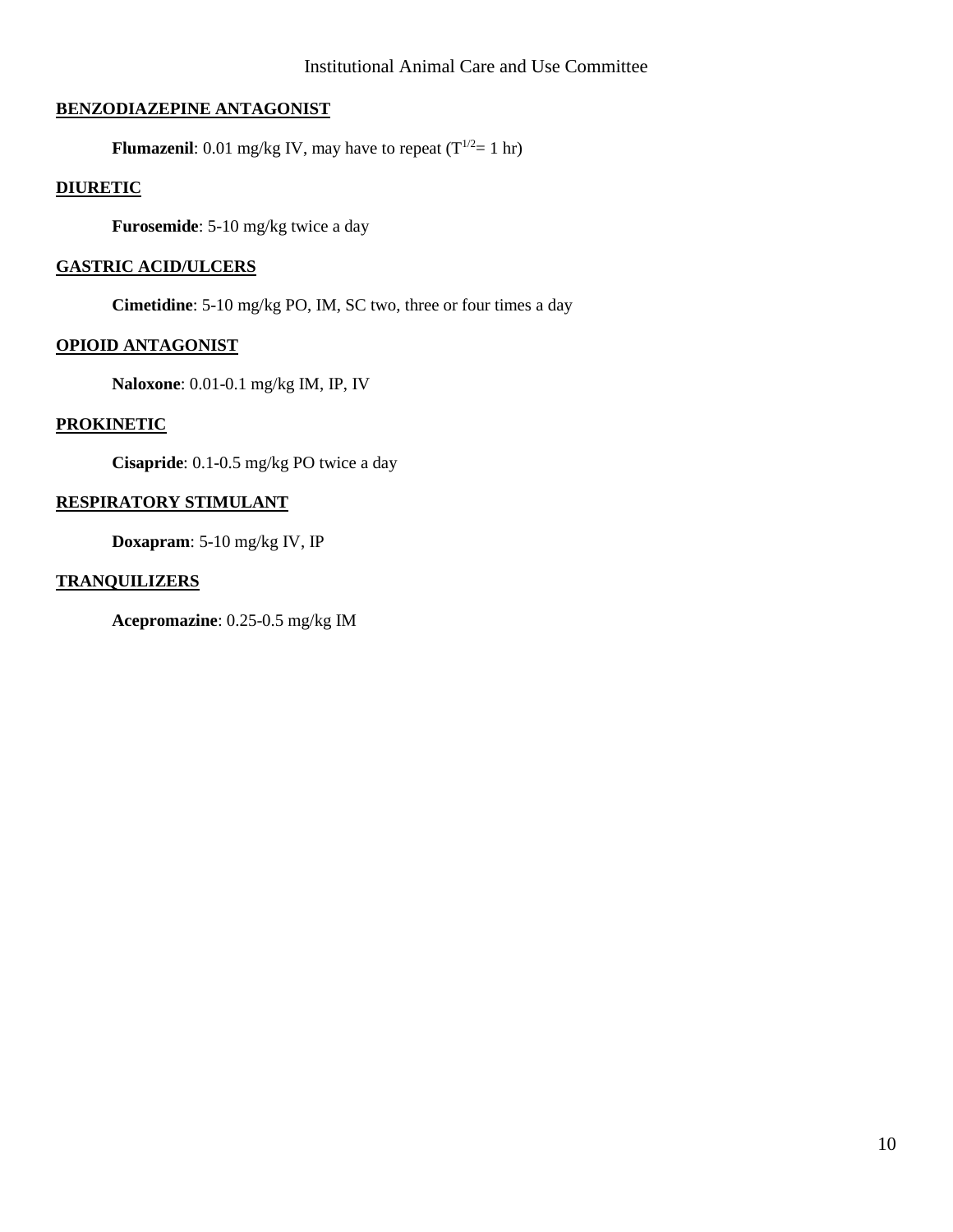## BENZODIAZEPINE ANTAGONIST

**Flumazenil**: 0.01 mg/kg IV, may have to repeat ($T^{1/2}$= 1 hr)

## DIURETIC

**Furosemide**: 5-10 mg/kg twice a day

## GASTRIC ACID/ULCERS

**Cimetidine**: 5-10 mg/kg PO, IM, SC two, three or four times a day

## OPIOID ANTAGONIST

**Naloxone**: 0.01-0.1 mg/kg IM, IP, IV

## PROKINETIC

**Cisapride**: 0.1-0.5 mg/kg PO twice a day

## RESPIRATORY STIMULANT

**Doxapram**: 5-10 mg/kg IV, IP

## TRANQUILIZERS

**Acepromazine**: 0.25-0.5 mg/kg IM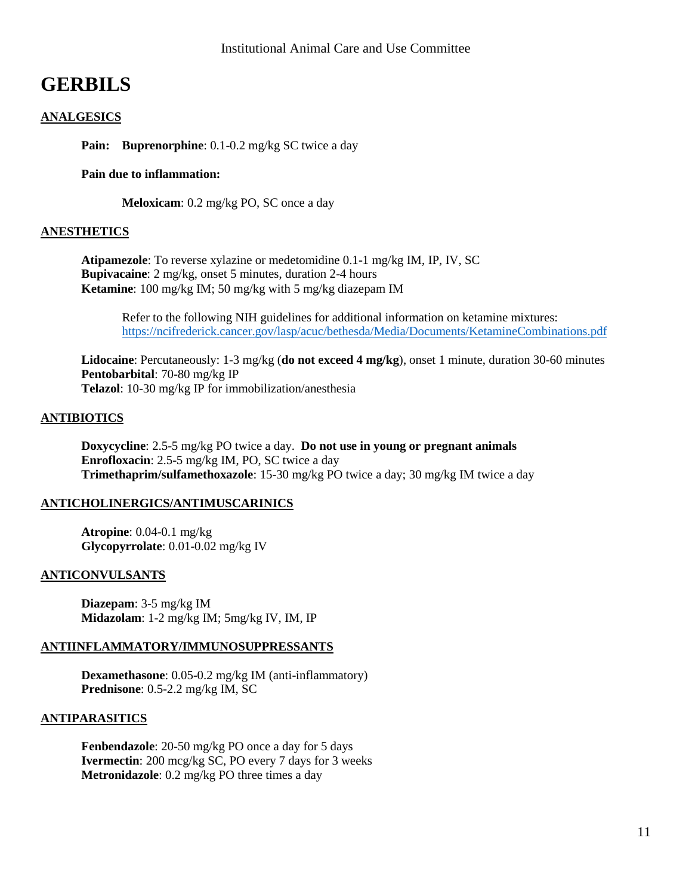# GERBILS

## ANALGESICS

**Pain:** **Buprenorphine**: 0.1-0.2 mg/kg SC twice a day

**Pain due to inflammation:**

**Meloxicam**: 0.2 mg/kg PO, SC once a day

## ANESTHETICS

**Atipamezole**: To reverse xylazine or medetomidine 0.1-1 mg/kg IM, IP, IV, SC
**Bupivacaine**: 2 mg/kg, onset 5 minutes, duration 2-4 hours
**Ketamine**: 100 mg/kg IM; 50 mg/kg with 5 mg/kg diazepam IM

Refer to the following NIH guidelines for additional information on ketamine mixtures: [https://ncifrederick.cancer.gov/lasp/acuc/bethesda/Media/Documents/KetamineCombinations.pdf](https://ncifrederick.cancer.gov/lasp/acuc/bethesda/Media/Documents/KetamineCombinations.pdf)

**Lidocaine**: Percutaneously: 1-3 mg/kg (**do not exceed 4 mg/kg**), onset 1 minute, duration 30-60 minutes
**Pentobarbital**: 70-80 mg/kg IP
**Telazol**: 10-30 mg/kg IP for immobilization/anesthesia

## ANTIBIOTICS

**Doxycycline**: 2.5-5 mg/kg PO twice a day. **Do not use in young or pregnant animals**
**Enrofloxacin**: 2.5-5 mg/kg IM, PO, SC twice a day
**Trimethaprim/sulfamethoxazole**: 15-30 mg/kg PO twice a day; 30 mg/kg IM twice a day

## ANTICHOLINERGICS/ANTIMUSCARINICS

**Atropine**: 0.04-0.1 mg/kg
**Glycopyrrolate**: 0.01-0.02 mg/kg IV

## ANTICONVULSANTS

**Diazepam**: 3-5 mg/kg IM
**Midazolam**: 1-2 mg/kg IM; 5mg/kg IV, IM, IP

## ANTIINFLAMMATORY/IMMUNOSUPPRESSANTS

**Dexamethasone**: 0.05-0.2 mg/kg IM (anti-inflammatory)
**Prednisone**: 0.5-2.2 mg/kg IM, SC

## ANTIPARASITICS

**Fenbendazole**: 20-50 mg/kg PO once a day for 5 days
**Ivermectin**: 200 mcg/kg SC, PO every 7 days for 3 weeks
**Metronidazole**: 0.2 mg/kg PO three times a day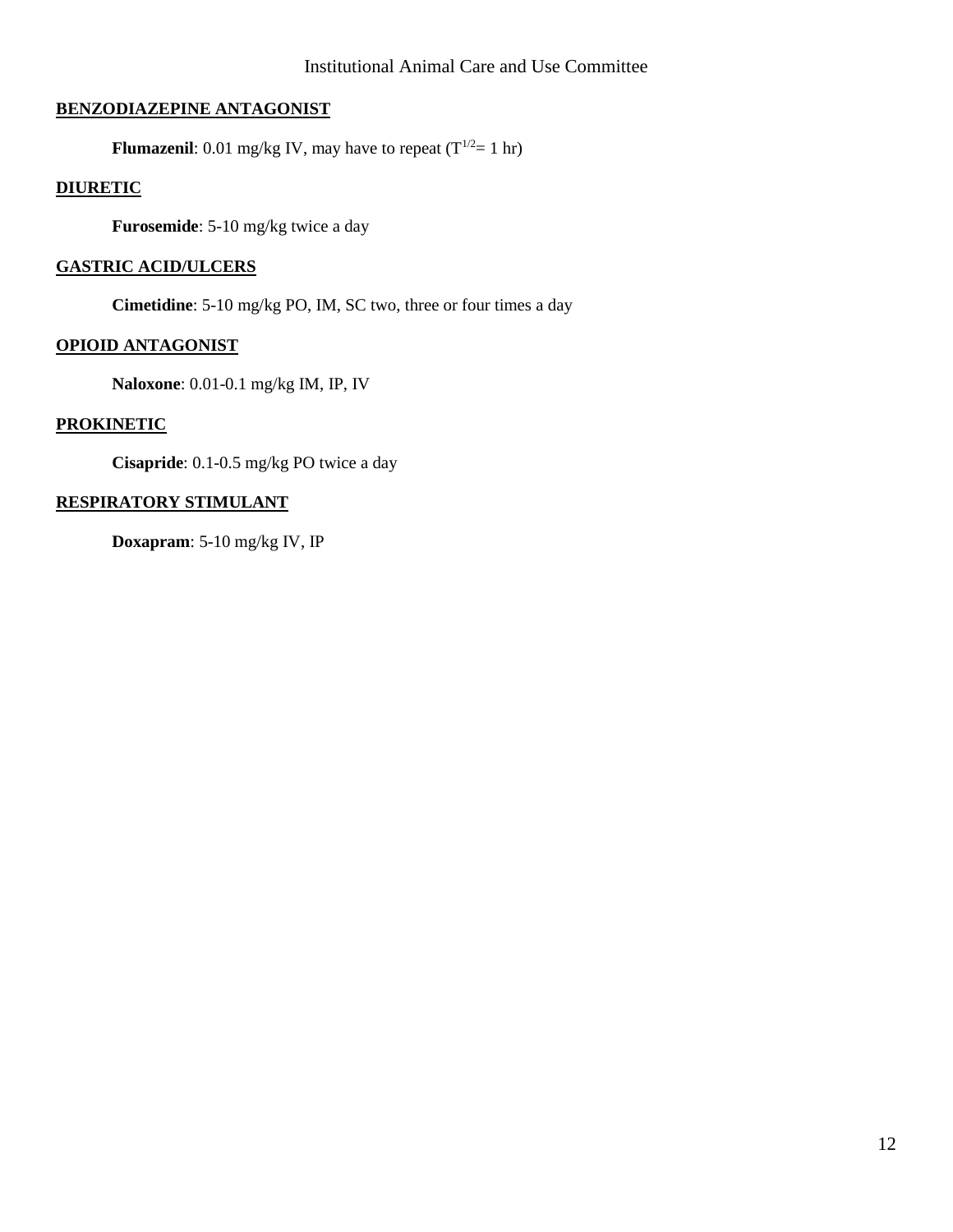## BENZODIAZEPINE ANTAGONIST

**Flumazenil**: 0.01 mg/kg IV, may have to repeat ($T^{1/2}$= 1 hr)

## DIURETIC

**Furosemide**: 5-10 mg/kg twice a day

## GASTRIC ACID/ULCERS

**Cimetidine**: 5-10 mg/kg PO, IM, SC two, three or four times a day

## OPIOID ANTAGONIST

**Naloxone**: 0.01-0.1 mg/kg IM, IP, IV

## PROKINETIC

**Cisapride**: 0.1-0.5 mg/kg PO twice a day

## RESPIRATORY STIMULANT

**Doxapram**: 5-10 mg/kg IV, IP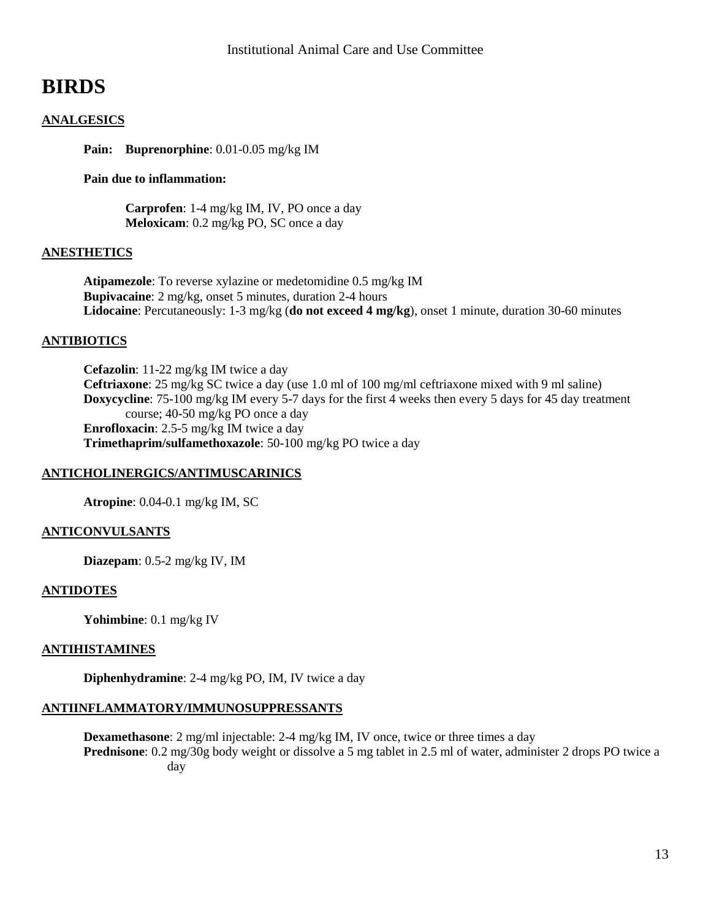# BIRDS

## ANALGESICS

**Pain: Buprenorphine**: 0.01-0.05 mg/kg IM

**Pain due to inflammation:**

**Carprofen**: 1-4 mg/kg IM, IV, PO once a day
**Meloxicam**: 0.2 mg/kg PO, SC once a day

## ANESTHETICS

**Atipamezole**: To reverse xylazine or medetomidine 0.5 mg/kg IM
**Bupivacaine**: 2 mg/kg, onset 5 minutes, duration 2-4 hours
**Lidocaine**: Percutaneously: 1-3 mg/kg (**do not exceed 4 mg/kg**), onset 1 minute, duration 30-60 minutes

## ANTIBIOTICS

**Cefazolin**: 11-22 mg/kg IM twice a day
**Ceftriaxone**: 25 mg/kg SC twice a day (use 1.0 ml of 100 mg/ml ceftriaxone mixed with 9 ml saline)
**Doxycycline**: 75-100 mg/kg IM every 5-7 days for the first 4 weeks then every 5 days for 45 day treatment course; 40-50 mg/kg PO once a day
**Enrofloxacin**: 2.5-5 mg/kg IM twice a day
**Trimethaprim/sulfamethoxazole**: 50-100 mg/kg PO twice a day

## ANTICHOLINERGICS/ANTIMUSCARINICS

**Atropine**: 0.04-0.1 mg/kg IM, SC

## ANTICONVULSANTS

**Diazepam**: 0.5-2 mg/kg IV, IM

## ANTIDOTES

**Yohimbine**: 0.1 mg/kg IV

## ANTIHISTAMINES

**Diphenhydramine**: 2-4 mg/kg PO, IM, IV twice a day

## ANTIINFLAMMATORY/IMMUNOSUPPRESSANTS

**Dexamethasone**: 2 mg/ml injectable: 2-4 mg/kg IM, IV once, twice or three times a day
**Prednisone**: 0.2 mg/30g body weight or dissolve a 5 mg tablet in 2.5 ml of water, administer 2 drops PO twice a day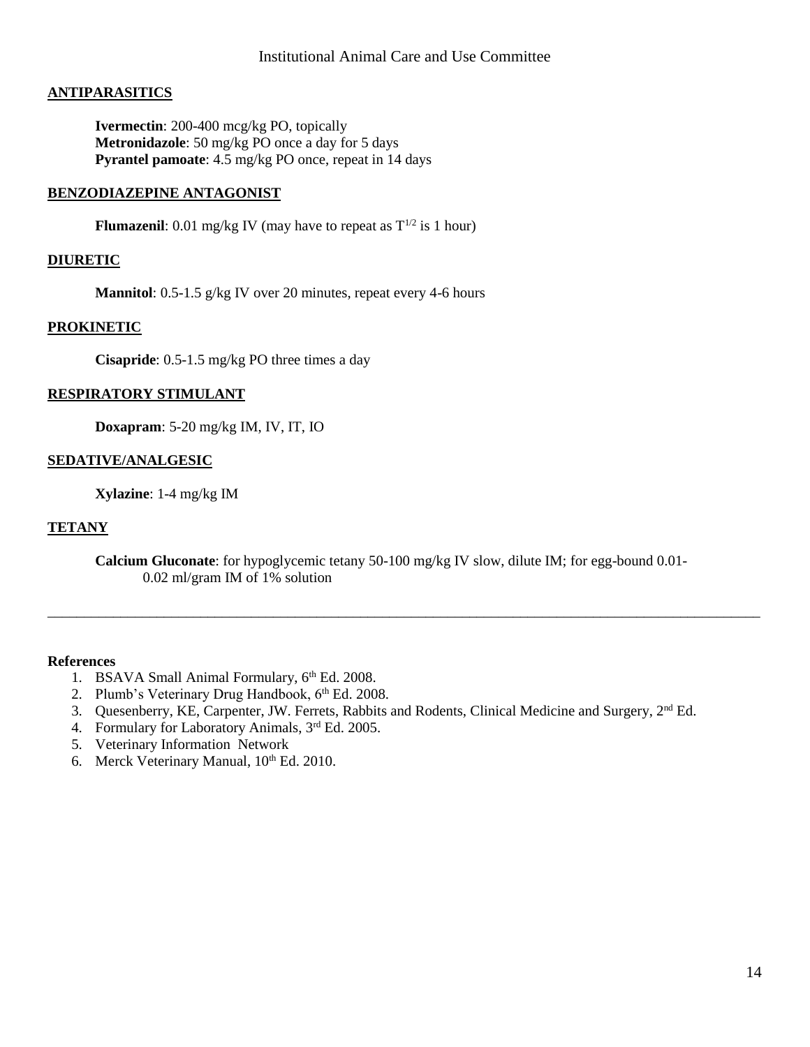## ANTIPARASITICS

**Ivermectin**: 200-400 mcg/kg PO, topically
**Metronidazole**: 50 mg/kg PO once a day for 5 days
**Pyrantel pamoate**: 4.5 mg/kg PO once, repeat in 14 days

## BENZODIAZEPINE ANTAGONIST

**Flumazenil**: 0.01 mg/kg IV (may have to repeat as $T^{1/2}$ is 1 hour)

## DIURETIC

**Mannitol**: 0.5-1.5 g/kg IV over 20 minutes, repeat every 4-6 hours

## PROKINETIC

**Cisapride**: 0.5-1.5 mg/kg PO three times a day

## RESPIRATORY STIMULANT

**Doxapram**: 5-20 mg/kg IM, IV, IT, IO

## SEDATIVE/ANALGESIC

**Xylazine**: 1-4 mg/kg IM

## TETANY

**Calcium Gluconate**: for hypoglycemic tetany 50-100 mg/kg IV slow, dilute IM; for egg-bound 0.01-0.02 ml/gram IM of 1% solution

---

**References**

1. BSAVA Small Animal Formulary, 6th Ed. 2008.
2. Plumb's Veterinary Drug Handbook, 6th Ed. 2008.
3. Quesenberry, KE, Carpenter, JW. Ferrets, Rabbits and Rodents, Clinical Medicine and Surgery, 2nd Ed.
4. Formulary for Laboratory Animals, 3rd Ed. 2005.
5. Veterinary Information Network
6. Merck Veterinary Manual, 10th Ed. 2010.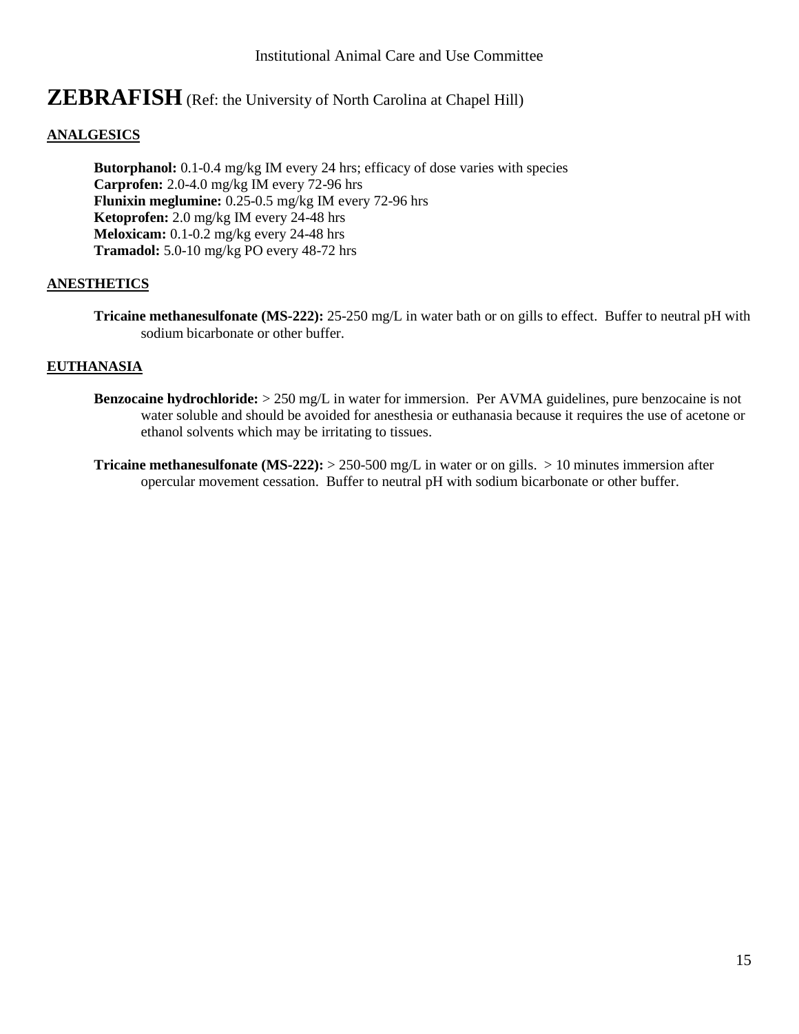# ZEBRAFISH (Ref: the University of North Carolina at Chapel Hill)

## ANALGESICS

**Butorphanol:** 0.1-0.4 mg/kg IM every 24 hrs; efficacy of dose varies with species
**Carprofen:** 2.0-4.0 mg/kg IM every 72-96 hrs
**Flunixin meglumine:** 0.25-0.5 mg/kg IM every 72-96 hrs
**Ketoprofen:** 2.0 mg/kg IM every 24-48 hrs
**Meloxicam:** 0.1-0.2 mg/kg every 24-48 hrs
**Tramadol:** 5.0-10 mg/kg PO every 48-72 hrs

## ANESTHETICS

**Tricaine methanesulfonate (MS-222):** 25-250 mg/L in water bath or on gills to effect. Buffer to neutral pH with sodium bicarbonate or other buffer.

## EUTHANASIA

**Benzocaine hydrochloride:** > 250 mg/L in water for immersion. Per AVMA guidelines, pure benzocaine is not water soluble and should be avoided for anesthesia or euthanasia because it requires the use of acetone or ethanol solvents which may be irritating to tissues.

**Tricaine methanesulfonate (MS-222):** > 250-500 mg/L in water or on gills. > 10 minutes immersion after opercular movement cessation. Buffer to neutral pH with sodium bicarbonate or other buffer.